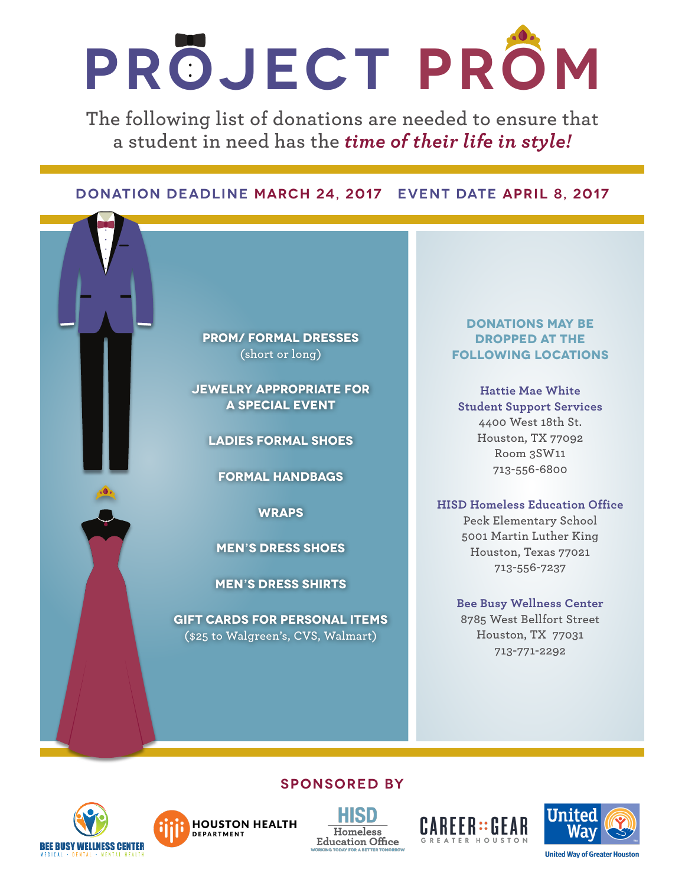# PROJECT PROM

The following list of donations are needed to ensure that a student in need has the ***time of their life in style!***

**DONATION DEADLINE MARCH 24, 2017 EVENT DATE APRIL 8, 2017**

**PROM/ FORMAL DRESSES**
(short or long)

**JEWELRY APPROPRIATE FOR A SPECIAL EVENT**

**LADIES FORMAL SHOES**

**FORMAL HANDBAGS**

**WRAPS**

**MEN'S DRESS SHOES**

**MEN'S DRESS SHIRTS**

**GIFT CARDS FOR PERSONAL ITEMS**
($25 to Walgreen's, CVS, Walmart)

## DONATIONS MAY BE DROPPED AT THE FOLLOWING LOCATIONS

**Hattie Mae White Student Support Services**
4400 West 18th St.
Houston, TX 77092
Room 3SW11
713-556-6800

**HISD Homeless Education Office**
Peck Elementary School
5001 Martin Luther King
Houston, Texas 77021
713-556-7237

**Bee Busy Wellness Center**
8785 West Bellfort Street
Houston, TX 77031
713-771-2292

## SPONSORED BY

BEE BUSY WELLNESS CENTER — MEDICAL • DENTAL • MENTAL HEALTH

HOUSTON HEALTH DEPARTMENT

HISD Homeless Education Office — WORKING TODAY FOR A BETTER TOMORROW

CAREER GEAR GREATER HOUSTON

United Way — United Way of Greater Houston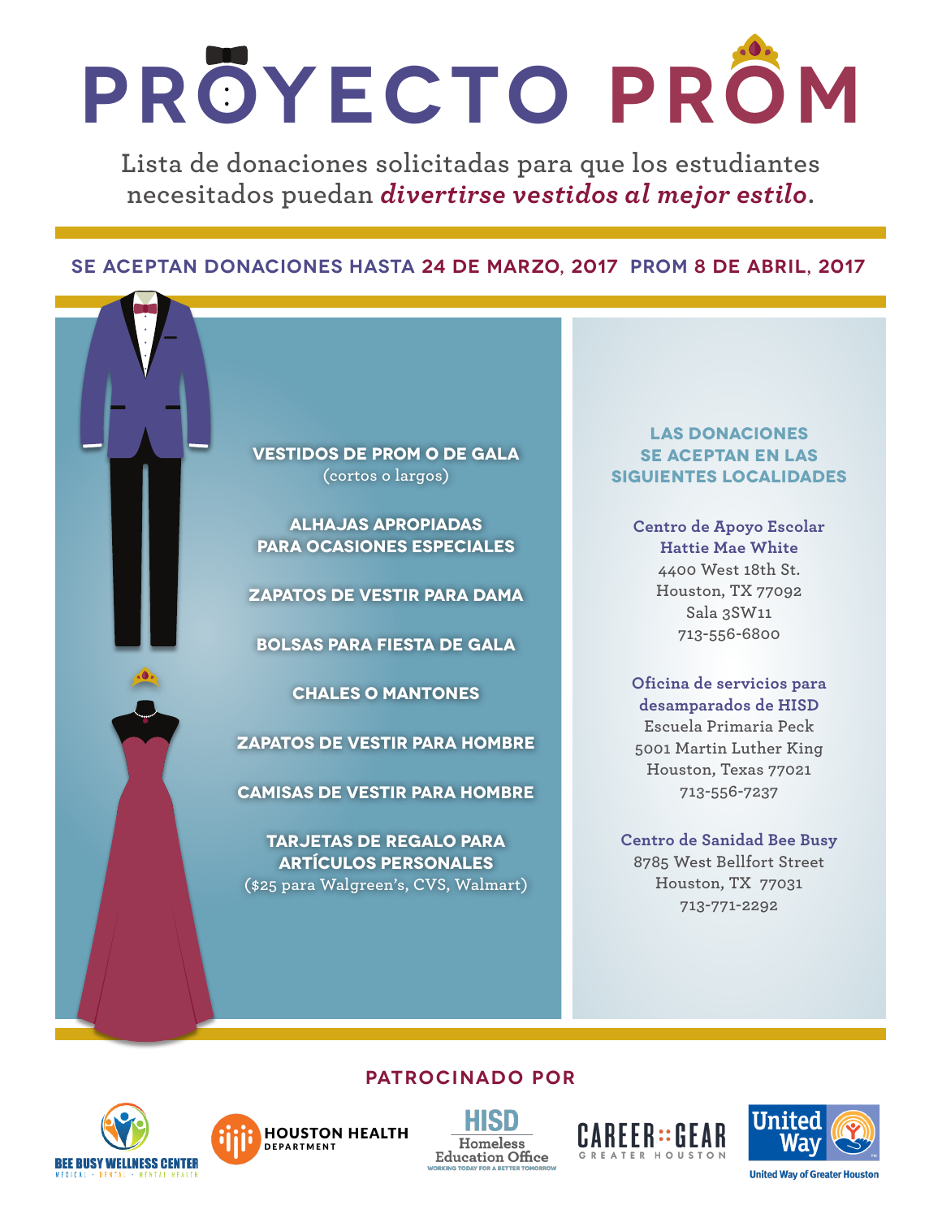# PROYECTO PROM

Lista de donaciones solicitadas para que los estudiantes necesitados puedan *divertirse vestidos al mejor estilo*.

**SE ACEPTAN DONACIONES HASTA 24 DE MARZO, 2017 PROM 8 DE ABRIL, 2017**

**VESTIDOS DE PROM O DE GALA**
(cortos o largos)

**ALHAJAS APROPIADAS PARA OCASIONES ESPECIALES**

**ZAPATOS DE VESTIR PARA DAMA**

**BOLSAS PARA FIESTA DE GALA**

**CHALES O MANTONES**

**ZAPATOS DE VESTIR PARA HOMBRE**

**CAMISAS DE VESTIR PARA HOMBRE**

**TARJETAS DE REGALO PARA ARTÍCULOS PERSONALES**
($25 para Walgreen's, CVS, Walmart)

## LAS DONACIONES SE ACEPTAN EN LAS SIGUIENTES LOCALIDADES

**Centro de Apoyo Escolar Hattie Mae White**
4400 West 18th St.
Houston, TX 77092
Sala 3SW11
713-556-6800

**Oficina de servicios para desamparados de HISD**
Escuela Primaria Peck
5001 Martin Luther King
Houston, Texas 77021
713-556-7237

**Centro de Sanidad Bee Busy**
8785 West Bellfort Street
Houston, TX 77031
713-771-2292

## PATROCINADO POR

Bee Busy Wellness Center — Medical • Dental • Mental Health

Houston Health Department

HISD Homeless Education Office — Working Today for a Better Tomorrow

Career Gear Greater Houston

United Way of Greater Houston